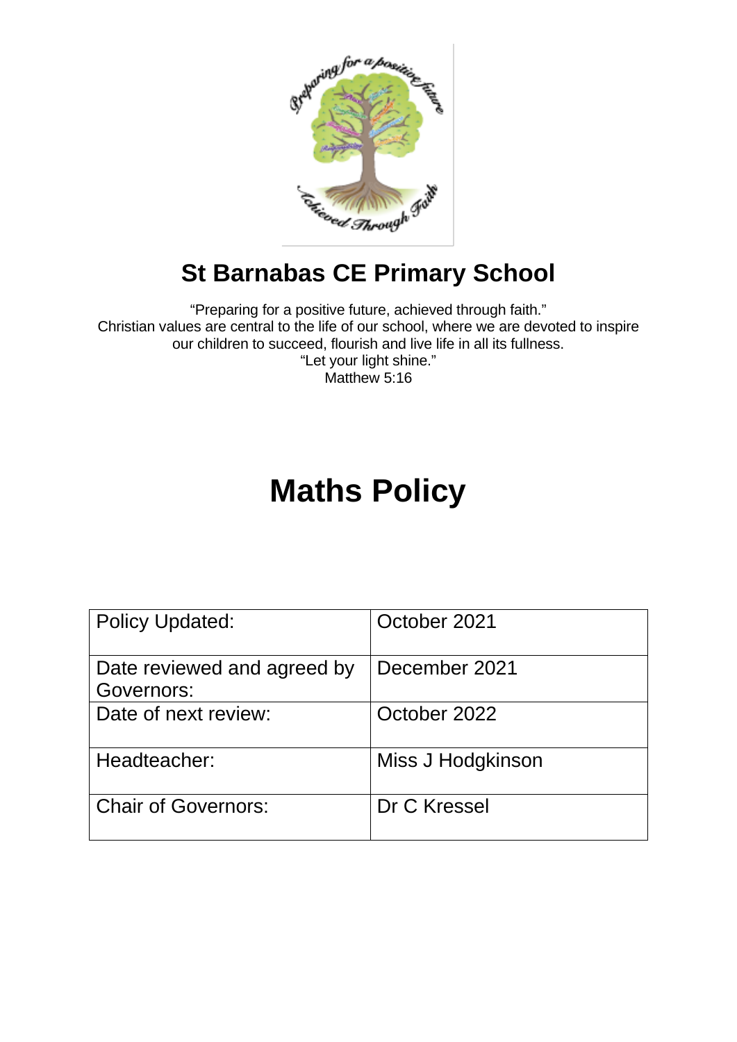# St Barnabas CE Primary School

"Preparing for a positive future, achieved through faith."
Christian values are central to the life of our school, where we are devoted to inspire our children to succeed, flourish and live life in all its fullness.
"Let your light shine."
Matthew 5:16

# Maths Policy

| Policy Updated: | October 2021 |
|---|---|
| Date reviewed and agreed by Governors: | December 2021 |
| Date of next review: | October 2022 |
| Headteacher: | Miss J Hodgkinson |
| Chair of Governors: | Dr C Kressel |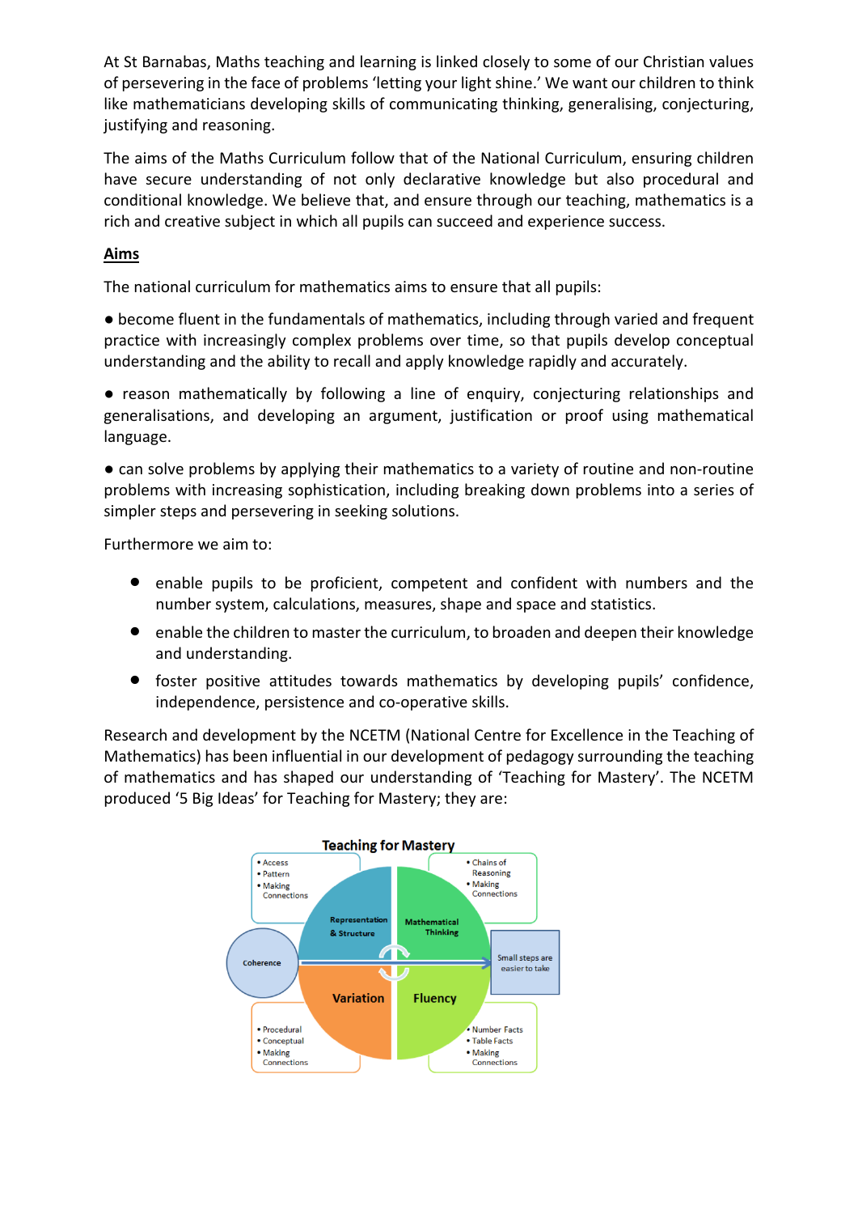At St Barnabas, Maths teaching and learning is linked closely to some of our Christian values of persevering in the face of problems 'letting your light shine.' We want our children to think like mathematicians developing skills of communicating thinking, generalising, conjecturing, justifying and reasoning.

The aims of the Maths Curriculum follow that of the National Curriculum, ensuring children have secure understanding of not only declarative knowledge but also procedural and conditional knowledge. We believe that, and ensure through our teaching, mathematics is a rich and creative subject in which all pupils can succeed and experience success.

## Aims

The national curriculum for mathematics aims to ensure that all pupils:

● become fluent in the fundamentals of mathematics, including through varied and frequent practice with increasingly complex problems over time, so that pupils develop conceptual understanding and the ability to recall and apply knowledge rapidly and accurately.

● reason mathematically by following a line of enquiry, conjecturing relationships and generalisations, and developing an argument, justification or proof using mathematical language.

● can solve problems by applying their mathematics to a variety of routine and non-routine problems with increasing sophistication, including breaking down problems into a series of simpler steps and persevering in seeking solutions.

Furthermore we aim to:

- enable pupils to be proficient, competent and confident with numbers and the number system, calculations, measures, shape and space and statistics.
- enable the children to master the curriculum, to broaden and deepen their knowledge and understanding.
- foster positive attitudes towards mathematics by developing pupils' confidence, independence, persistence and co-operative skills.

Research and development by the NCETM (National Centre for Excellence in the Teaching of Mathematics) has been influential in our development of pedagogy surrounding the teaching of mathematics and has shaped our understanding of 'Teaching for Mastery'. The NCETM produced '5 Big Ideas' for Teaching for Mastery; they are:

**Teaching for Mastery**

- **Representation & Structure**
  - Access
  - Pattern
  - Making Connections
- **Mathematical Thinking**
  - Chains of Reasoning
  - Making Connections
- **Variation**
  - Procedural
  - Conceptual
  - Making Connections
- **Fluency**
  - Number Facts
  - Table Facts
  - Making Connections
- **Coherence**
  - Small steps are easier to take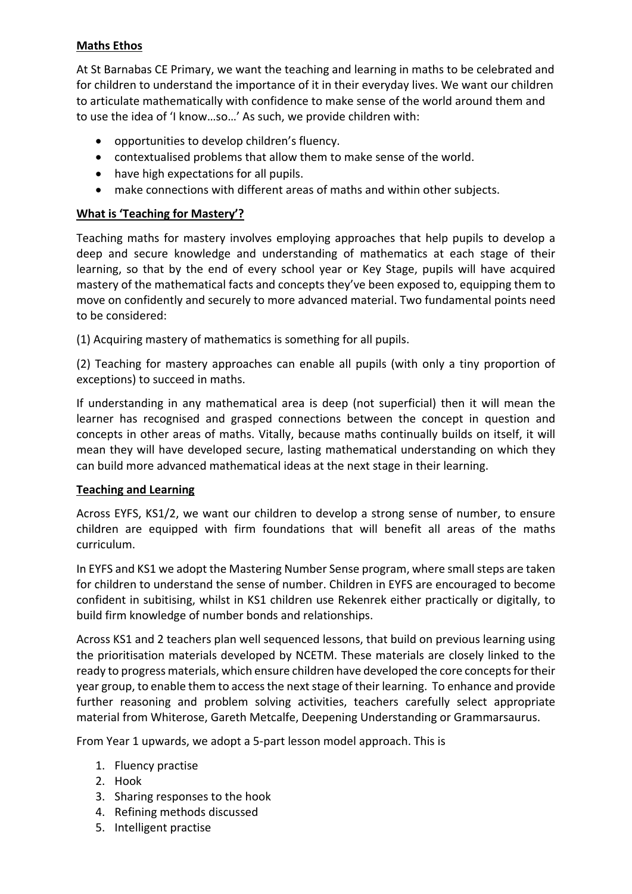**Maths Ethos**

At St Barnabas CE Primary, we want the teaching and learning in maths to be celebrated and for children to understand the importance of it in their everyday lives. We want our children to articulate mathematically with confidence to make sense of the world around them and to use the idea of 'I know…so…' As such, we provide children with:

- opportunities to develop children's fluency.
- contextualised problems that allow them to make sense of the world.
- have high expectations for all pupils.
- make connections with different areas of maths and within other subjects.

**What is 'Teaching for Mastery'?**

Teaching maths for mastery involves employing approaches that help pupils to develop a deep and secure knowledge and understanding of mathematics at each stage of their learning, so that by the end of every school year or Key Stage, pupils will have acquired mastery of the mathematical facts and concepts they've been exposed to, equipping them to move on confidently and securely to more advanced material. Two fundamental points need to be considered:

(1) Acquiring mastery of mathematics is something for all pupils.

(2) Teaching for mastery approaches can enable all pupils (with only a tiny proportion of exceptions) to succeed in maths.

If understanding in any mathematical area is deep (not superficial) then it will mean the learner has recognised and grasped connections between the concept in question and concepts in other areas of maths. Vitally, because maths continually builds on itself, it will mean they will have developed secure, lasting mathematical understanding on which they can build more advanced mathematical ideas at the next stage in their learning.

**Teaching and Learning**

Across EYFS, KS1/2, we want our children to develop a strong sense of number, to ensure children are equipped with firm foundations that will benefit all areas of the maths curriculum.

In EYFS and KS1 we adopt the Mastering Number Sense program, where small steps are taken for children to understand the sense of number. Children in EYFS are encouraged to become confident in subitising, whilst in KS1 children use Rekenrek either practically or digitally, to build firm knowledge of number bonds and relationships.

Across KS1 and 2 teachers plan well sequenced lessons, that build on previous learning using the prioritisation materials developed by NCETM. These materials are closely linked to the ready to progress materials, which ensure children have developed the core concepts for their year group, to enable them to access the next stage of their learning. To enhance and provide further reasoning and problem solving activities, teachers carefully select appropriate material from Whiterose, Gareth Metcalfe, Deepening Understanding or Grammarsaurus.

From Year 1 upwards, we adopt a 5-part lesson model approach. This is

1. Fluency practise
2. Hook
3. Sharing responses to the hook
4. Refining methods discussed
5. Intelligent practise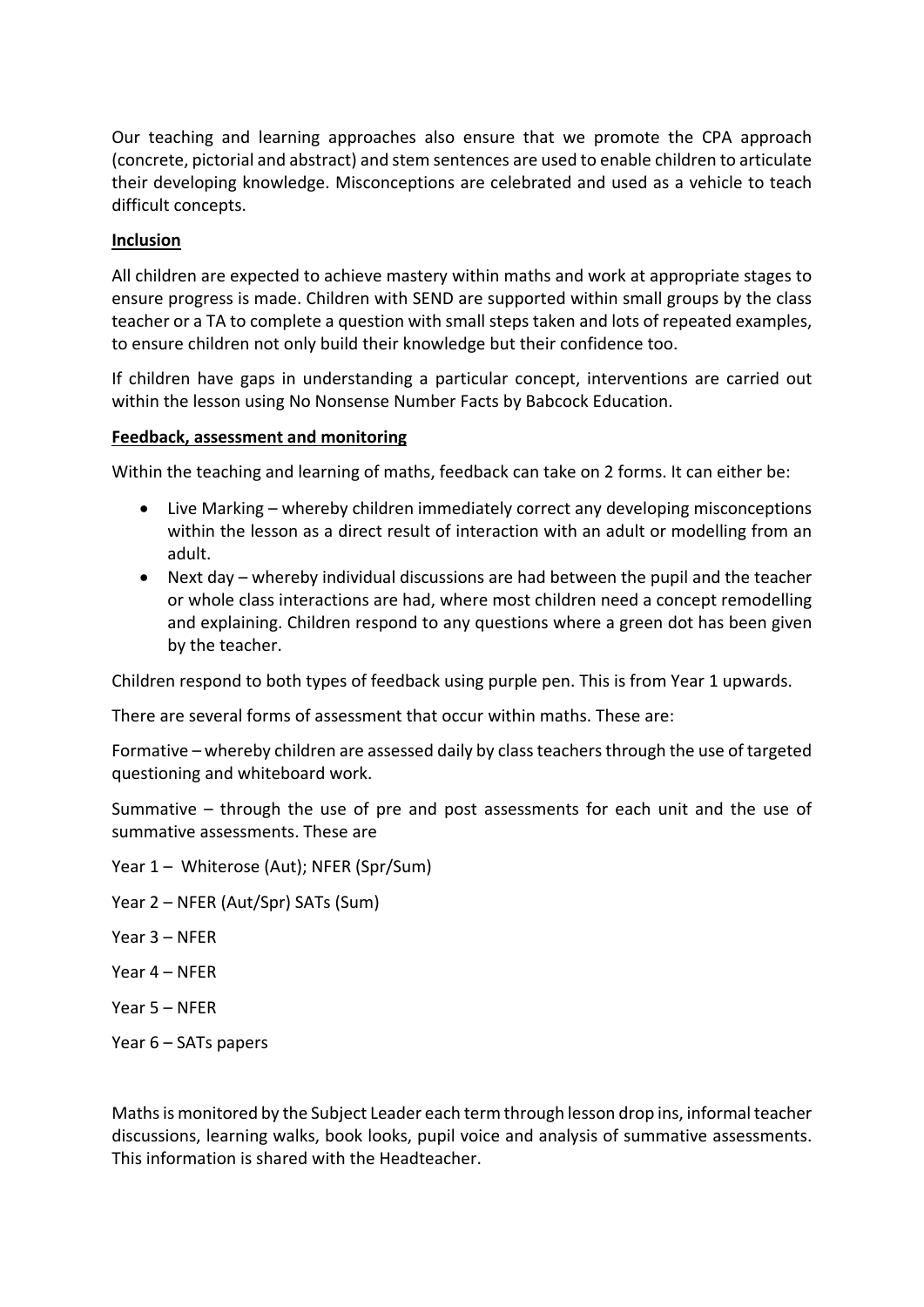Our teaching and learning approaches also ensure that we promote the CPA approach (concrete, pictorial and abstract) and stem sentences are used to enable children to articulate their developing knowledge. Misconceptions are celebrated and used as a vehicle to teach difficult concepts.

**Inclusion**

All children are expected to achieve mastery within maths and work at appropriate stages to ensure progress is made. Children with SEND are supported within small groups by the class teacher or a TA to complete a question with small steps taken and lots of repeated examples, to ensure children not only build their knowledge but their confidence too.

If children have gaps in understanding a particular concept, interventions are carried out within the lesson using No Nonsense Number Facts by Babcock Education.

**Feedback, assessment and monitoring**

Within the teaching and learning of maths, feedback can take on 2 forms. It can either be:

- Live Marking – whereby children immediately correct any developing misconceptions within the lesson as a direct result of interaction with an adult or modelling from an adult.
- Next day – whereby individual discussions are had between the pupil and the teacher or whole class interactions are had, where most children need a concept remodelling and explaining. Children respond to any questions where a green dot has been given by the teacher.

Children respond to both types of feedback using purple pen. This is from Year 1 upwards.

There are several forms of assessment that occur within maths. These are:

Formative – whereby children are assessed daily by class teachers through the use of targeted questioning and whiteboard work.

Summative – through the use of pre and post assessments for each unit and the use of summative assessments. These are

Year 1 – Whiterose (Aut); NFER (Spr/Sum)

Year 2 – NFER (Aut/Spr) SATs (Sum)

Year 3 – NFER

Year 4 – NFER

Year 5 – NFER

Year 6 – SATs papers

Maths is monitored by the Subject Leader each term through lesson drop ins, informal teacher discussions, learning walks, book looks, pupil voice and analysis of summative assessments. This information is shared with the Headteacher.